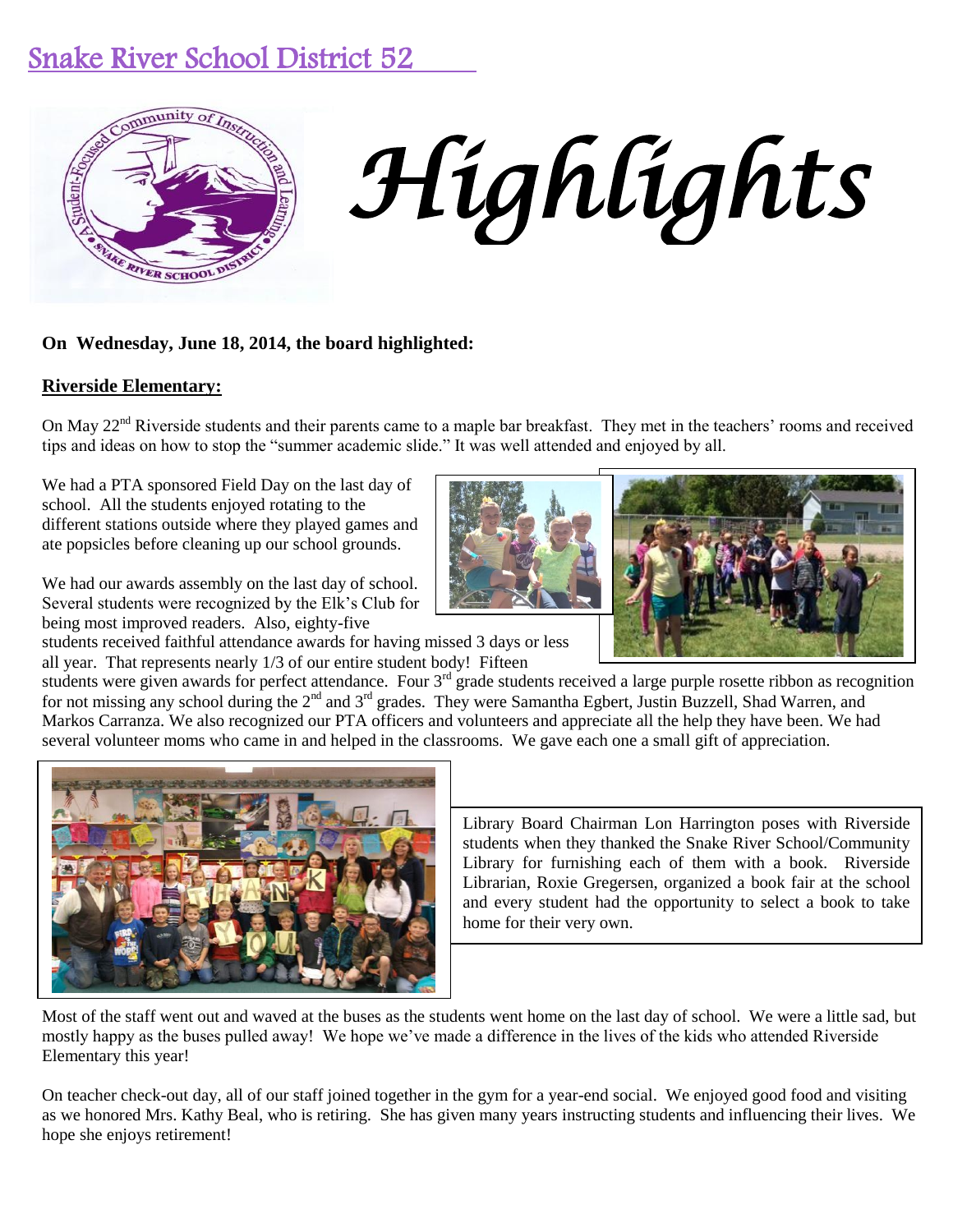# Snake River School District 52

# *Highlights*

**On Wednesday, June 18, 2014, the board highlighted:**

## Riverside Elementary:

On May 22nd Riverside students and their parents came to a maple bar breakfast. They met in the teachers' rooms and received tips and ideas on how to stop the "summer academic slide." It was well attended and enjoyed by all.

We had a PTA sponsored Field Day on the last day of school. All the students enjoyed rotating to the different stations outside where they played games and ate popsicles before cleaning up our school grounds.

We had our awards assembly on the last day of school. Several students were recognized by the Elk's Club for being most improved readers. Also, eighty-five students received faithful attendance awards for having missed 3 days or less all year. That represents nearly 1/3 of our entire student body! Fifteen students were given awards for perfect attendance. Four 3rd grade students received a large purple rosette ribbon as recognition for not missing any school during the 2nd and 3rd grades. They were Samantha Egbert, Justin Buzzell, Shad Warren, and Markos Carranza. We also recognized our PTA officers and volunteers and appreciate all the help they have been. We had several volunteer moms who came in and helped in the classrooms. We gave each one a small gift of appreciation.

Library Board Chairman Lon Harrington poses with Riverside students when they thanked the Snake River School/Community Library for furnishing each of them with a book. Riverside Librarian, Roxie Gregersen, organized a book fair at the school and every student had the opportunity to select a book to take home for their very own.

Most of the staff went out and waved at the buses as the students went home on the last day of school. We were a little sad, but mostly happy as the buses pulled away! We hope we've made a difference in the lives of the kids who attended Riverside Elementary this year!

On teacher check-out day, all of our staff joined together in the gym for a year-end social. We enjoyed good food and visiting as we honored Mrs. Kathy Beal, who is retiring. She has given many years instructing students and influencing their lives. We hope she enjoys retirement!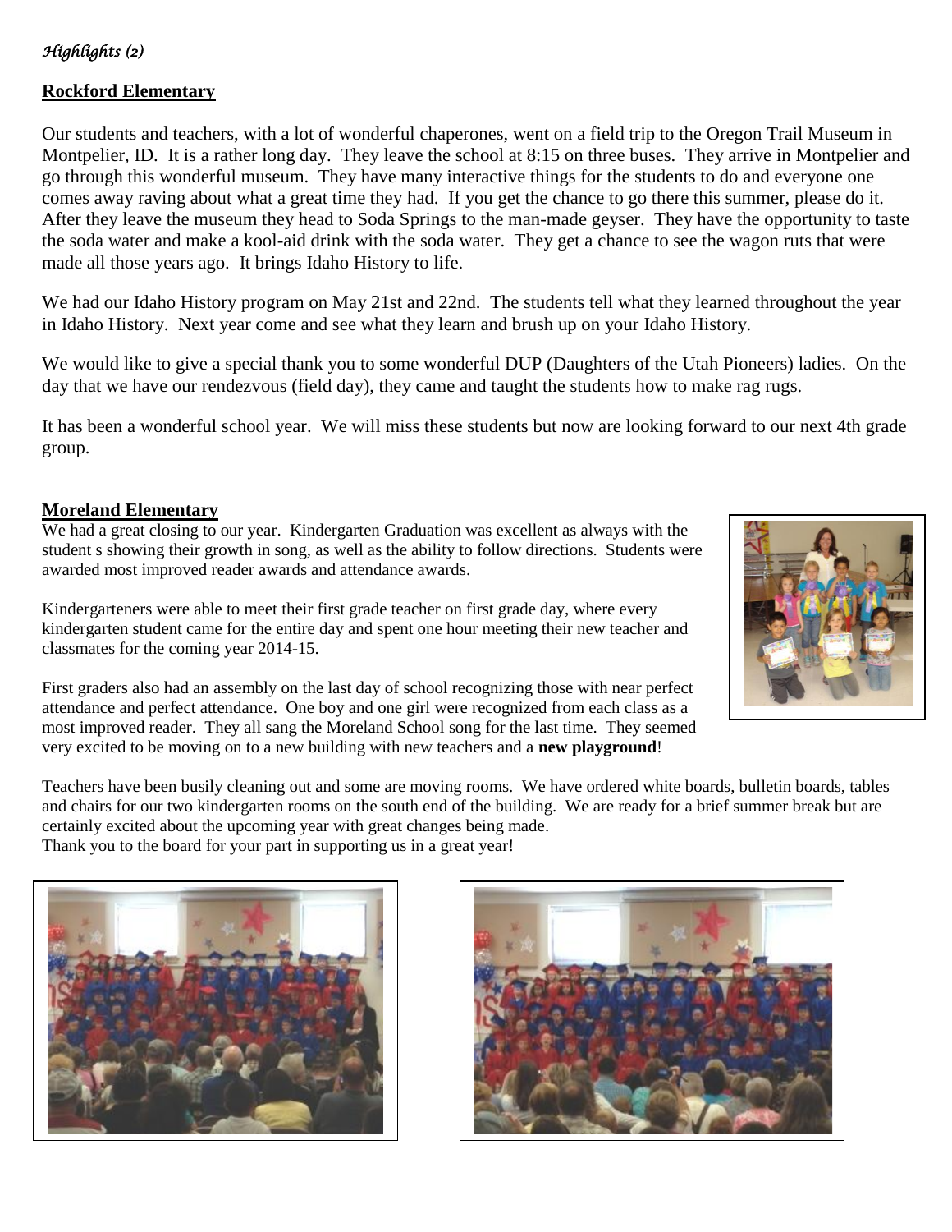*Highlights (2)*

## Rockford Elementary

Our students and teachers, with a lot of wonderful chaperones, went on a field trip to the Oregon Trail Museum in Montpelier, ID. It is a rather long day. They leave the school at 8:15 on three buses. They arrive in Montpelier and go through this wonderful museum. They have many interactive things for the students to do and everyone one comes away raving about what a great time they had. If you get the chance to go there this summer, please do it. After they leave the museum they head to Soda Springs to the man-made geyser. They have the opportunity to taste the soda water and make a kool-aid drink with the soda water. They get a chance to see the wagon ruts that were made all those years ago. It brings Idaho History to life.

We had our Idaho History program on May 21st and 22nd. The students tell what they learned throughout the year in Idaho History. Next year come and see what they learn and brush up on your Idaho History.

We would like to give a special thank you to some wonderful DUP (Daughters of the Utah Pioneers) ladies. On the day that we have our rendezvous (field day), they came and taught the students how to make rag rugs.

It has been a wonderful school year. We will miss these students but now are looking forward to our next 4th grade group.

## Moreland Elementary

We had a great closing to our year. Kindergarten Graduation was excellent as always with the student s showing their growth in song, as well as the ability to follow directions. Students were awarded most improved reader awards and attendance awards.

Kindergarteners were able to meet their first grade teacher on first grade day, where every kindergarten student came for the entire day and spent one hour meeting their new teacher and classmates for the coming year 2014-15.

First graders also had an assembly on the last day of school recognizing those with near perfect attendance and perfect attendance. One boy and one girl were recognized from each class as a most improved reader. They all sang the Moreland School song for the last time. They seemed very excited to be moving on to a new building with new teachers and a **new playground**!

Teachers have been busily cleaning out and some are moving rooms. We have ordered white boards, bulletin boards, tables and chairs for our two kindergarten rooms on the south end of the building. We are ready for a brief summer break but are certainly excited about the upcoming year with great changes being made.
Thank you to the board for your part in supporting us in a great year!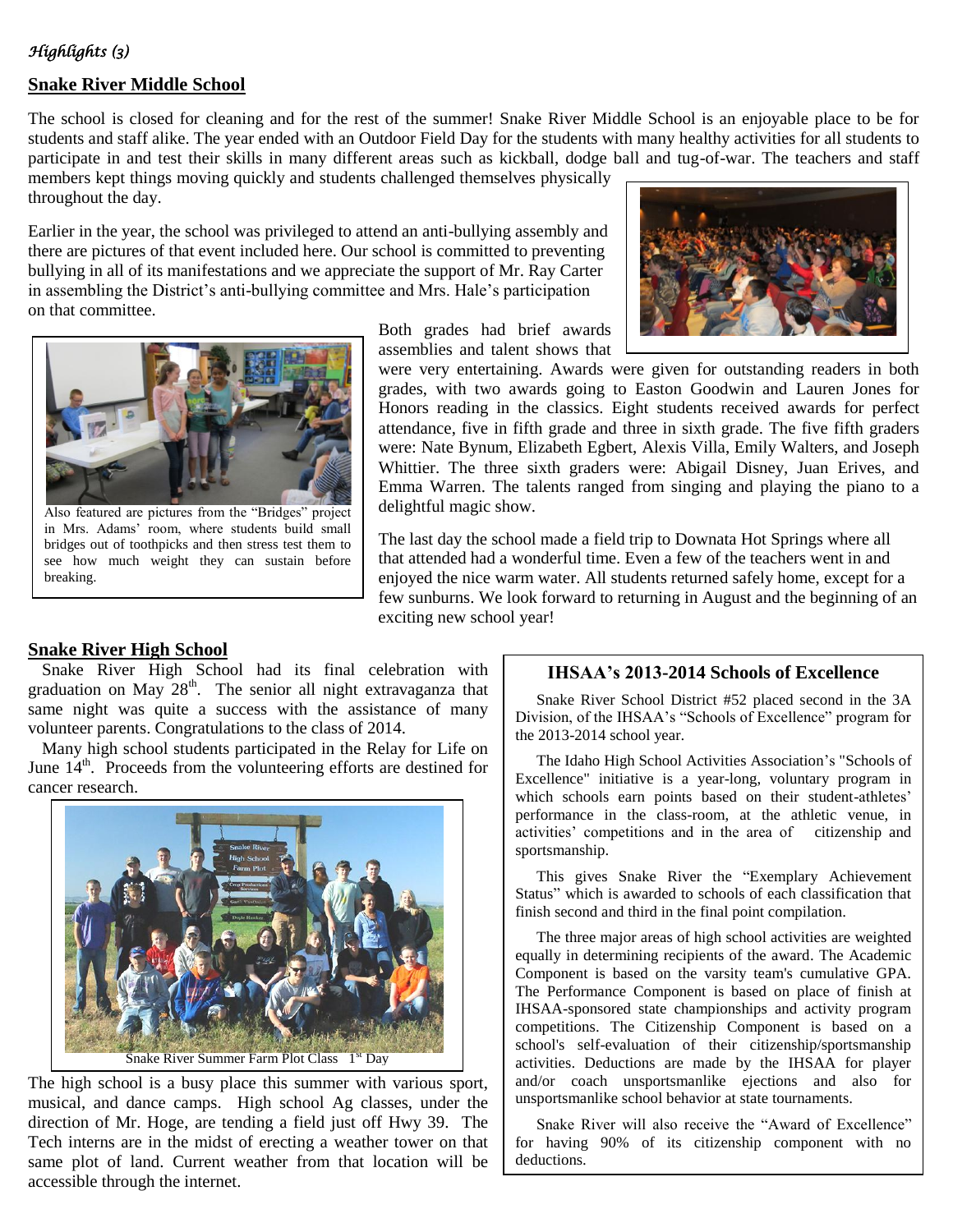*Highlights (3)*

## Snake River Middle School

The school is closed for cleaning and for the rest of the summer! Snake River Middle School is an enjoyable place to be for students and staff alike. The year ended with an Outdoor Field Day for the students with many healthy activities for all students to participate in and test their skills in many different areas such as kickball, dodge ball and tug-of-war. The teachers and staff members kept things moving quickly and students challenged themselves physically throughout the day.

Earlier in the year, the school was privileged to attend an anti-bullying assembly and there are pictures of that event included here. Our school is committed to preventing bullying in all of its manifestations and we appreciate the support of Mr. Ray Carter in assembling the District's anti-bullying committee and Mrs. Hale's participation on that committee.

Also featured are pictures from the "Bridges" project in Mrs. Adams' room, where students build small bridges out of toothpicks and then stress test them to see how much weight they can sustain before breaking.

Both grades had brief awards assemblies and talent shows that were very entertaining. Awards were given for outstanding readers in both grades, with two awards going to Easton Goodwin and Lauren Jones for Honors reading in the classics. Eight students received awards for perfect attendance, five in fifth grade and three in sixth grade. The five fifth graders were: Nate Bynum, Elizabeth Egbert, Alexis Villa, Emily Walters, and Joseph Whittier. The three sixth graders were: Abigail Disney, Juan Erives, and Emma Warren. The talents ranged from singing and playing the piano to a delightful magic show.

The last day the school made a field trip to Downata Hot Springs where all that attended had a wonderful time. Even a few of the teachers went in and enjoyed the nice warm water. All students returned safely home, except for a few sunburns. We look forward to returning in August and the beginning of an exciting new school year!

## Snake River High School

Snake River High School had its final celebration with graduation on May 28th. The senior all night extravaganza that same night was quite a success with the assistance of many volunteer parents. Congratulations to the class of 2014.

Many high school students participated in the Relay for Life on June 14th. Proceeds from the volunteering efforts are destined for cancer research.

Snake River Summer Farm Plot Class 1st Day

The high school is a busy place this summer with various sport, musical, and dance camps. High school Ag classes, under the direction of Mr. Hoge, are tending a field just off Hwy 39. The Tech interns are in the midst of erecting a weather tower on that same plot of land. Current weather from that location will be accessible through the internet.

### IHSAA's 2013-2014 Schools of Excellence

Snake River School District #52 placed second in the 3A Division, of the IHSAA's "Schools of Excellence" program for the 2013-2014 school year.

The Idaho High School Activities Association's "Schools of Excellence" initiative is a year-long, voluntary program in which schools earn points based on their student-athletes' performance in the class-room, at the athletic venue, in activities' competitions and in the area of citizenship and sportsmanship.

This gives Snake River the "Exemplary Achievement Status" which is awarded to schools of each classification that finish second and third in the final point compilation.

The three major areas of high school activities are weighted equally in determining recipients of the award. The Academic Component is based on the varsity team's cumulative GPA. The Performance Component is based on place of finish at IHSAA-sponsored state championships and activity program competitions. The Citizenship Component is based on a school's self-evaluation of their citizenship/sportsmanship activities. Deductions are made by the IHSAA for player and/or coach unsportsmanlike ejections and also for unsportsmanlike school behavior at state tournaments.

Snake River will also receive the "Award of Excellence" for having 90% of its citizenship component with no deductions.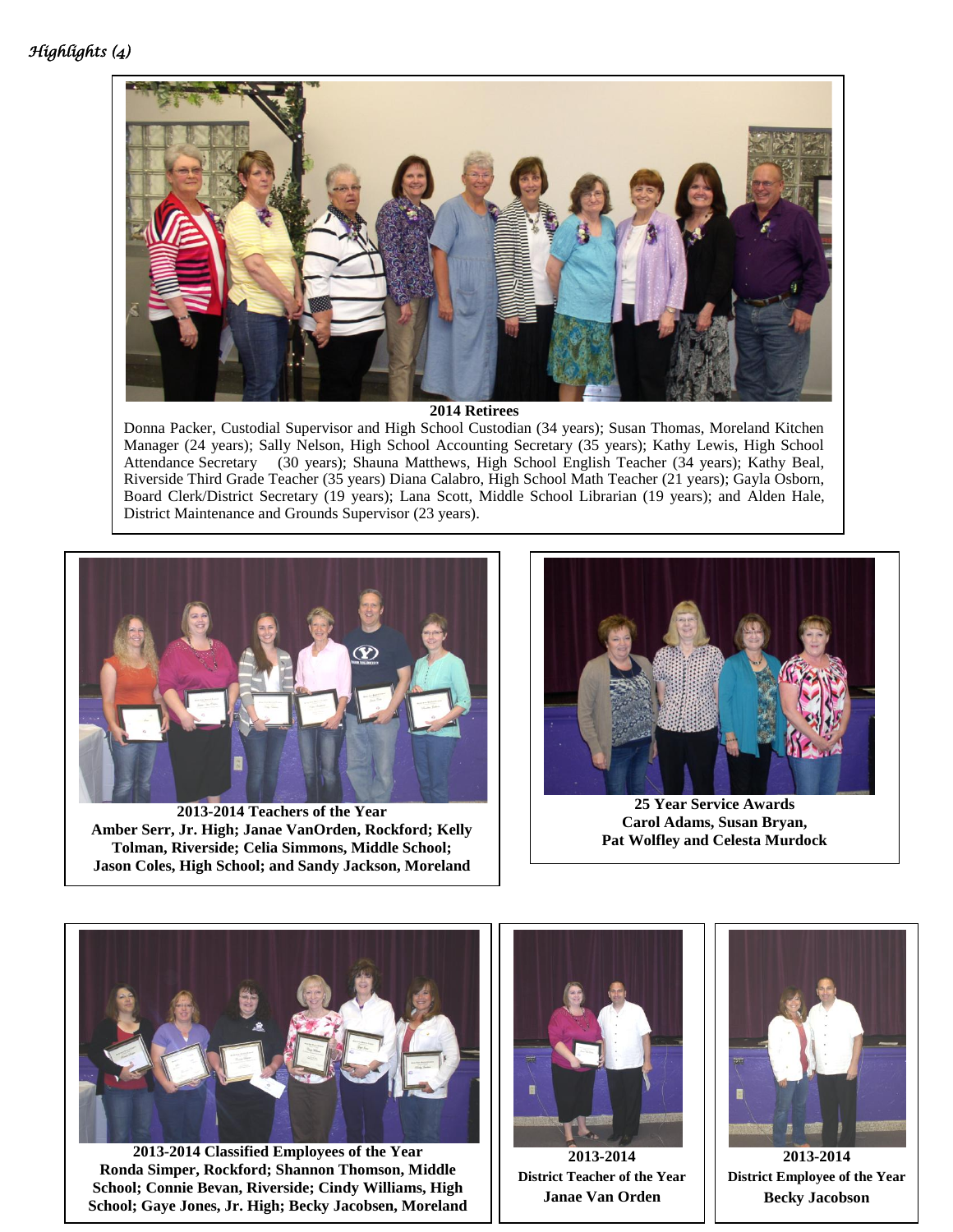*Highlights (4)*

**2014 Retirees**

Donna Packer, Custodial Supervisor and High School Custodian (34 years); Susan Thomas, Moreland Kitchen Manager (24 years); Sally Nelson, High School Accounting Secretary (35 years); Kathy Lewis, High School Attendance Secretary (30 years); Shauna Matthews, High School English Teacher (34 years); Kathy Beal, Riverside Third Grade Teacher (35 years) Diana Calabro, High School Math Teacher (21 years); Gayla Osborn, Board Clerk/District Secretary (19 years); Lana Scott, Middle School Librarian (19 years); and Alden Hale, District Maintenance and Grounds Supervisor (23 years).

**2013-2014 Teachers of the Year**
**Amber Serr, Jr. High; Janae VanOrden, Rockford; Kelly Tolman, Riverside; Celia Simmons, Middle School; Jason Coles, High School; and Sandy Jackson, Moreland**

**25 Year Service Awards**
**Carol Adams, Susan Bryan, Pat Wolfley and Celesta Murdock**

**2013-2014 Classified Employees of the Year**
**Ronda Simper, Rockford; Shannon Thomson, Middle School; Connie Bevan, Riverside; Cindy Williams, High School; Gaye Jones, Jr. High; Becky Jacobsen, Moreland**

**2013-2014**
**District Teacher of the Year**
**Janae Van Orden**

**2013-2014**
**District Employee of the Year**
**Becky Jacobson**